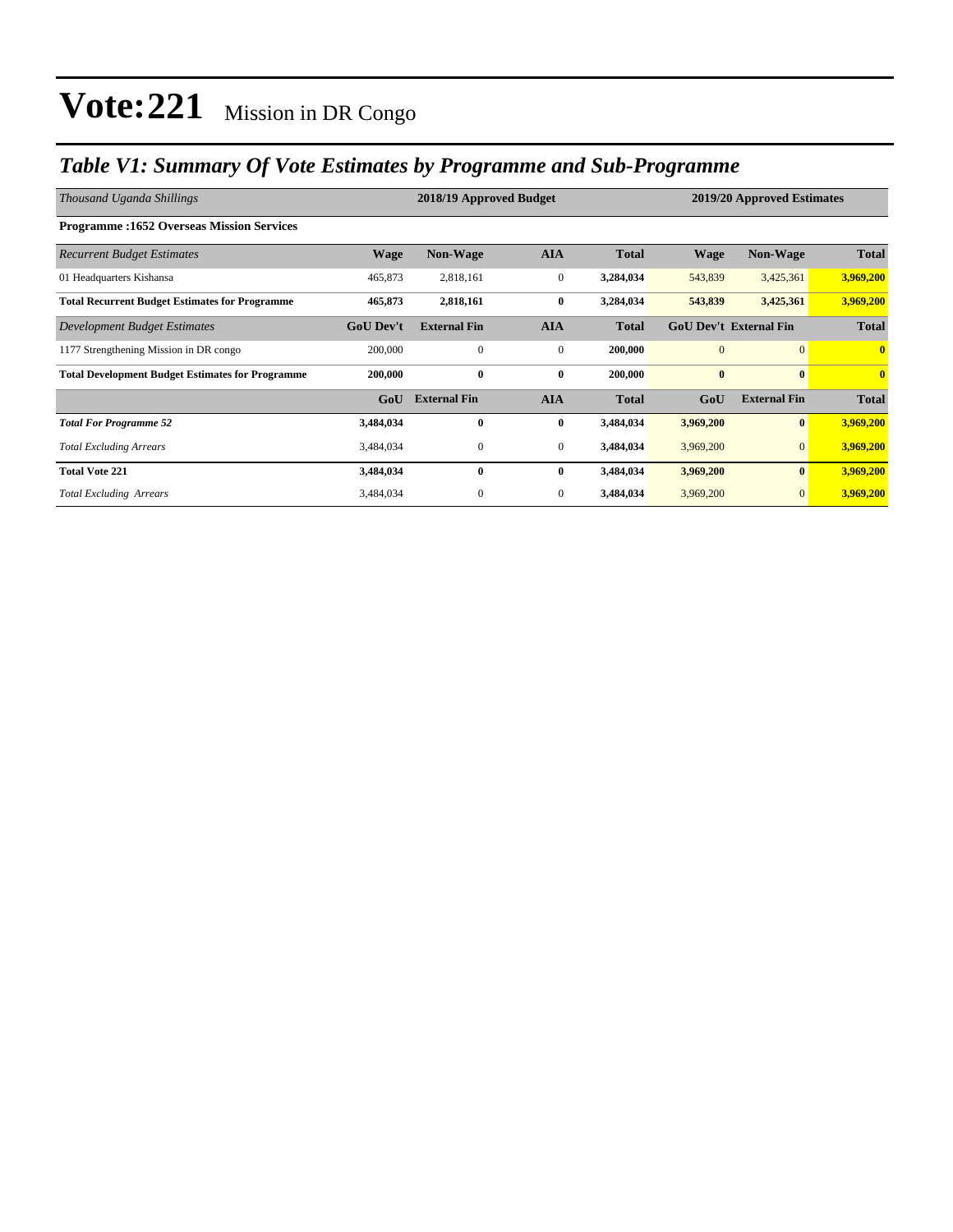# Vote:221 Mission in DR Congo

## *Table V1: Summary Of Vote Estimates by Programme and Sub-Programme*

| *Thousand Uganda Shillings* | 2018/19 Approved Budget | | | | 2019/20 Approved Estimates | | |
|---|---|---|---|---|---|---|---|
| **Programme :1652 Overseas Mission Services** | | | | | | | |
| *Recurrent Budget Estimates* | **Wage** | **Non-Wage** | **AIA** | **Total** | **Wage** | **Non-Wage** | **Total** |
| 01 Headquarters Kishansa | 465,873 | 2,818,161 | 0 | **3,284,034** | 543,839 | 3,425,361 | **3,969,200** |
| **Total Recurrent Budget Estimates for Programme** | **465,873** | **2,818,161** | **0** | **3,284,034** | **543,839** | **3,425,361** | **3,969,200** |
| *Development Budget Estimates* | **GoU Dev't** | **External Fin** | **AIA** | **Total** | **GoU Dev't** | **External Fin** | **Total** |
| 1177 Strengthening Mission in DR congo | 200,000 | 0 | 0 | **200,000** | 0 | 0 | **0** |
| **Total Development Budget Estimates for Programme** | **200,000** | **0** | **0** | **200,000** | **0** | **0** | **0** |
| | **GoU** | **External Fin** | **AIA** | **Total** | **GoU** | **External Fin** | **Total** |
| ***Total For Programme 52*** | **3,484,034** | **0** | **0** | **3,484,034** | **3,969,200** | **0** | **3,969,200** |
| *Total Excluding Arrears* | 3,484,034 | 0 | 0 | **3,484,034** | 3,969,200 | 0 | **3,969,200** |
| **Total Vote 221** | **3,484,034** | **0** | **0** | **3,484,034** | **3,969,200** | **0** | **3,969,200** |
| *Total Excluding Arrears* | 3,484,034 | 0 | 0 | **3,484,034** | 3,969,200 | 0 | **3,969,200** |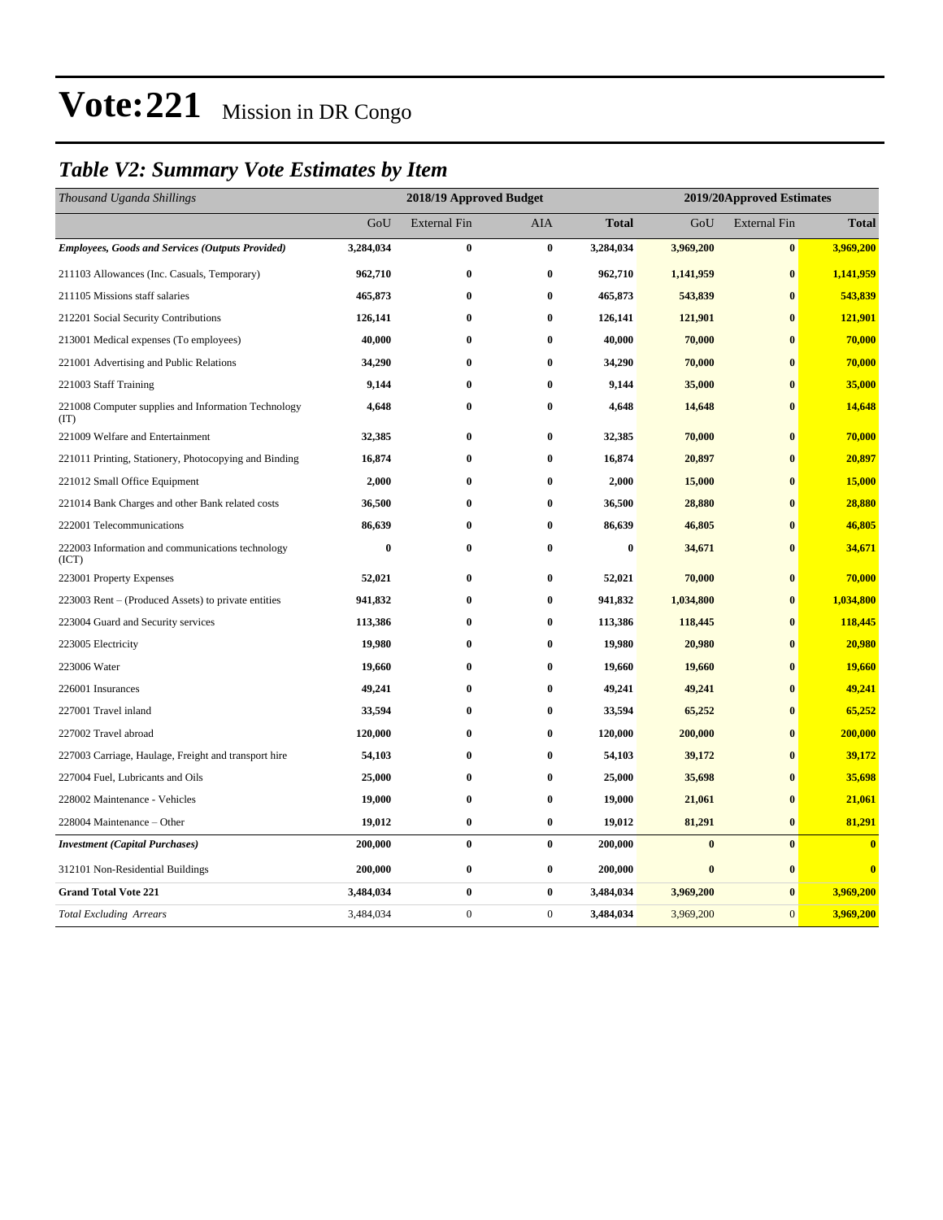# Vote:221 Mission in DR Congo

## *Table V2: Summary Vote Estimates by Item*

| *Thousand Uganda Shillings* | 2018/19 Approved Budget | | | | 2019/20Approved Estimates | | |
|---|---|---|---|---|---|---|---|
| | GoU | External Fin | AIA | **Total** | GoU | External Fin | **Total** |
| ***Employees, Goods and Services (Outputs Provided)*** | **3,284,034** | **0** | **0** | **3,284,034** | **3,969,200** | **0** | **3,969,200** |
| 211103 Allowances (Inc. Casuals, Temporary) | **962,710** | **0** | **0** | **962,710** | **1,141,959** | **0** | **1,141,959** |
| 211105 Missions staff salaries | **465,873** | **0** | **0** | **465,873** | **543,839** | **0** | **543,839** |
| 212201 Social Security Contributions | **126,141** | **0** | **0** | **126,141** | **121,901** | **0** | **121,901** |
| 213001 Medical expenses (To employees) | **40,000** | **0** | **0** | **40,000** | **70,000** | **0** | **70,000** |
| 221001 Advertising and Public Relations | **34,290** | **0** | **0** | **34,290** | **70,000** | **0** | **70,000** |
| 221003 Staff Training | **9,144** | **0** | **0** | **9,144** | **35,000** | **0** | **35,000** |
| 221008 Computer supplies and Information Technology (IT) | **4,648** | **0** | **0** | **4,648** | **14,648** | **0** | **14,648** |
| 221009 Welfare and Entertainment | **32,385** | **0** | **0** | **32,385** | **70,000** | **0** | **70,000** |
| 221011 Printing, Stationery, Photocopying and Binding | **16,874** | **0** | **0** | **16,874** | **20,897** | **0** | **20,897** |
| 221012 Small Office Equipment | **2,000** | **0** | **0** | **2,000** | **15,000** | **0** | **15,000** |
| 221014 Bank Charges and other Bank related costs | **36,500** | **0** | **0** | **36,500** | **28,880** | **0** | **28,880** |
| 222001 Telecommunications | **86,639** | **0** | **0** | **86,639** | **46,805** | **0** | **46,805** |
| 222003 Information and communications technology (ICT) | **0** | **0** | **0** | **0** | **34,671** | **0** | **34,671** |
| 223001 Property Expenses | **52,021** | **0** | **0** | **52,021** | **70,000** | **0** | **70,000** |
| 223003 Rent – (Produced Assets) to private entities | **941,832** | **0** | **0** | **941,832** | **1,034,800** | **0** | **1,034,800** |
| 223004 Guard and Security services | **113,386** | **0** | **0** | **113,386** | **118,445** | **0** | **118,445** |
| 223005 Electricity | **19,980** | **0** | **0** | **19,980** | **20,980** | **0** | **20,980** |
| 223006 Water | **19,660** | **0** | **0** | **19,660** | **19,660** | **0** | **19,660** |
| 226001 Insurances | **49,241** | **0** | **0** | **49,241** | **49,241** | **0** | **49,241** |
| 227001 Travel inland | **33,594** | **0** | **0** | **33,594** | **65,252** | **0** | **65,252** |
| 227002 Travel abroad | **120,000** | **0** | **0** | **120,000** | **200,000** | **0** | **200,000** |
| 227003 Carriage, Haulage, Freight and transport hire | **54,103** | **0** | **0** | **54,103** | **39,172** | **0** | **39,172** |
| 227004 Fuel, Lubricants and Oils | **25,000** | **0** | **0** | **25,000** | **35,698** | **0** | **35,698** |
| 228002 Maintenance - Vehicles | **19,000** | **0** | **0** | **19,000** | **21,061** | **0** | **21,061** |
| 228004 Maintenance – Other | **19,012** | **0** | **0** | **19,012** | **81,291** | **0** | **81,291** |
| ***Investment (Capital Purchases)*** | **200,000** | **0** | **0** | **200,000** | **0** | **0** | **0** |
| 312101 Non-Residential Buildings | **200,000** | **0** | **0** | **200,000** | **0** | **0** | **0** |
| **Grand Total Vote 221** | **3,484,034** | **0** | **0** | **3,484,034** | **3,969,200** | **0** | **3,969,200** |
| *Total Excluding Arrears* | 3,484,034 | 0 | 0 | **3,484,034** | 3,969,200 | 0 | **3,969,200** |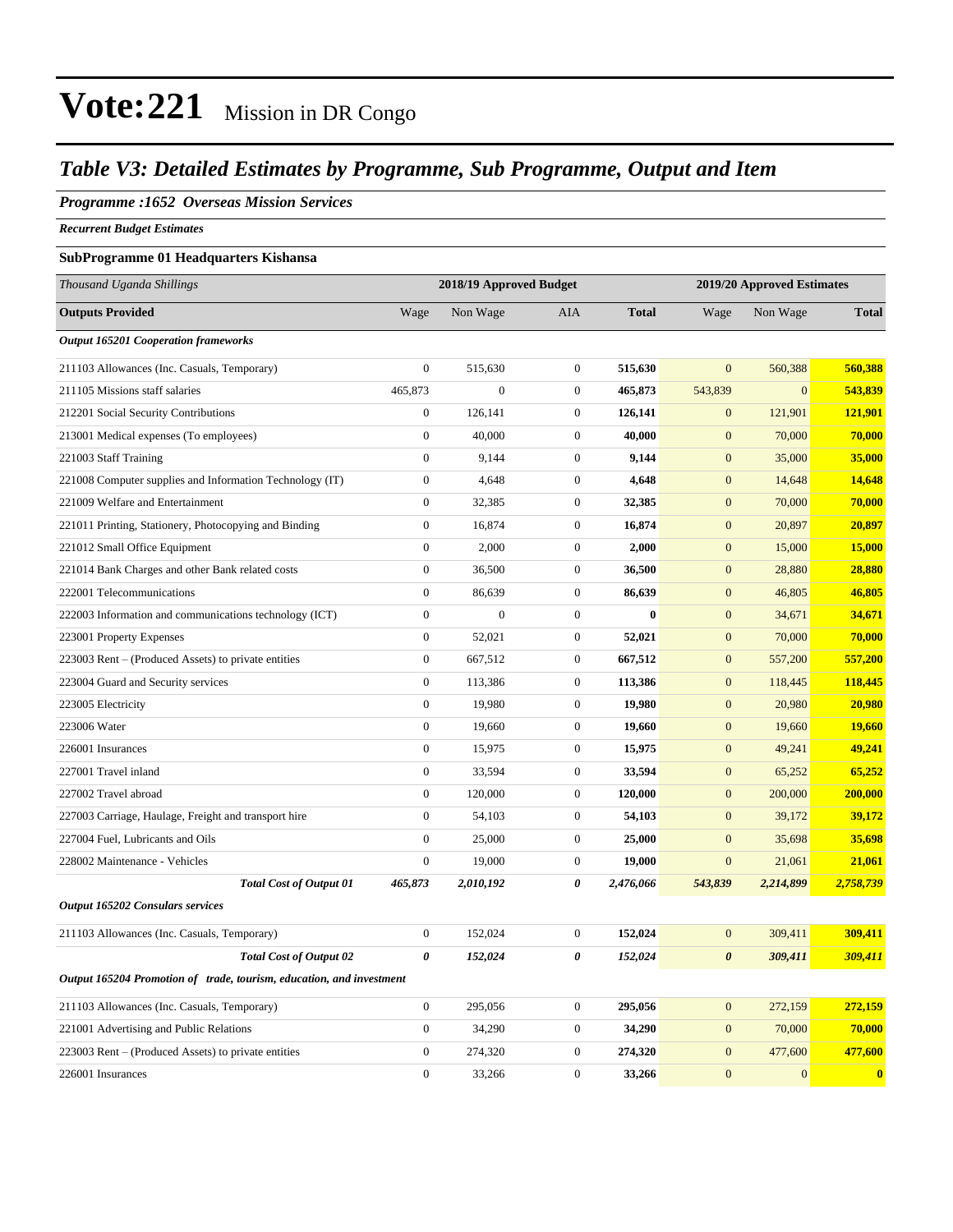# Vote:221 Mission in DR Congo

## Table V3: Detailed Estimates by Programme, Sub Programme, Output and Item

### Programme :1652 Overseas Mission Services

*Recurrent Budget Estimates*

**SubProgramme 01 Headquarters Kishansa**

| *Thousand Uganda Shillings* | 2018/19 Approved Budget | | | | 2019/20 Approved Estimates | | |
|---|---|---|---|---|---|---|---|
| **Outputs Provided** | Wage | Non Wage | AIA | **Total** | Wage | Non Wage | **Total** |
| ***Output 165201 Cooperation frameworks*** | | | | | | | |
| 211103 Allowances (Inc. Casuals, Temporary) | 0 | 515,630 | 0 | **515,630** | 0 | 560,388 | **560,388** |
| 211105 Missions staff salaries | 465,873 | 0 | 0 | **465,873** | 543,839 | 0 | **543,839** |
| 212201 Social Security Contributions | 0 | 126,141 | 0 | **126,141** | 0 | 121,901 | **121,901** |
| 213001 Medical expenses (To employees) | 0 | 40,000 | 0 | **40,000** | 0 | 70,000 | **70,000** |
| 221003 Staff Training | 0 | 9,144 | 0 | **9,144** | 0 | 35,000 | **35,000** |
| 221008 Computer supplies and Information Technology (IT) | 0 | 4,648 | 0 | **4,648** | 0 | 14,648 | **14,648** |
| 221009 Welfare and Entertainment | 0 | 32,385 | 0 | **32,385** | 0 | 70,000 | **70,000** |
| 221011 Printing, Stationery, Photocopying and Binding | 0 | 16,874 | 0 | **16,874** | 0 | 20,897 | **20,897** |
| 221012 Small Office Equipment | 0 | 2,000 | 0 | **2,000** | 0 | 15,000 | **15,000** |
| 221014 Bank Charges and other Bank related costs | 0 | 36,500 | 0 | **36,500** | 0 | 28,880 | **28,880** |
| 222001 Telecommunications | 0 | 86,639 | 0 | **86,639** | 0 | 46,805 | **46,805** |
| 222003 Information and communications technology (ICT) | 0 | 0 | 0 | **0** | 0 | 34,671 | **34,671** |
| 223001 Property Expenses | 0 | 52,021 | 0 | **52,021** | 0 | 70,000 | **70,000** |
| 223003 Rent – (Produced Assets) to private entities | 0 | 667,512 | 0 | **667,512** | 0 | 557,200 | **557,200** |
| 223004 Guard and Security services | 0 | 113,386 | 0 | **113,386** | 0 | 118,445 | **118,445** |
| 223005 Electricity | 0 | 19,980 | 0 | **19,980** | 0 | 20,980 | **20,980** |
| 223006 Water | 0 | 19,660 | 0 | **19,660** | 0 | 19,660 | **19,660** |
| 226001 Insurances | 0 | 15,975 | 0 | **15,975** | 0 | 49,241 | **49,241** |
| 227001 Travel inland | 0 | 33,594 | 0 | **33,594** | 0 | 65,252 | **65,252** |
| 227002 Travel abroad | 0 | 120,000 | 0 | **120,000** | 0 | 200,000 | **200,000** |
| 227003 Carriage, Haulage, Freight and transport hire | 0 | 54,103 | 0 | **54,103** | 0 | 39,172 | **39,172** |
| 227004 Fuel, Lubricants and Oils | 0 | 25,000 | 0 | **25,000** | 0 | 35,698 | **35,698** |
| 228002 Maintenance - Vehicles | 0 | 19,000 | 0 | **19,000** | 0 | 21,061 | **21,061** |
| ***Total Cost of Output 01*** | ***465,873*** | ***2,010,192*** | ***0*** | ***2,476,066*** | ***543,839*** | ***2,214,899*** | ***2,758,739*** |
| ***Output 165202 Consulars services*** | | | | | | | |
| 211103 Allowances (Inc. Casuals, Temporary) | 0 | 152,024 | 0 | **152,024** | 0 | 309,411 | **309,411** |
| ***Total Cost of Output 02*** | ***0*** | ***152,024*** | ***0*** | ***152,024*** | ***0*** | ***309,411*** | ***309,411*** |
| ***Output 165204 Promotion of trade, tourism, education, and investment*** | | | | | | | |
| 211103 Allowances (Inc. Casuals, Temporary) | 0 | 295,056 | 0 | **295,056** | 0 | 272,159 | **272,159** |
| 221001 Advertising and Public Relations | 0 | 34,290 | 0 | **34,290** | 0 | 70,000 | **70,000** |
| 223003 Rent – (Produced Assets) to private entities | 0 | 274,320 | 0 | **274,320** | 0 | 477,600 | **477,600** |
| 226001 Insurances | 0 | 33,266 | 0 | **33,266** | 0 | 0 | **0** |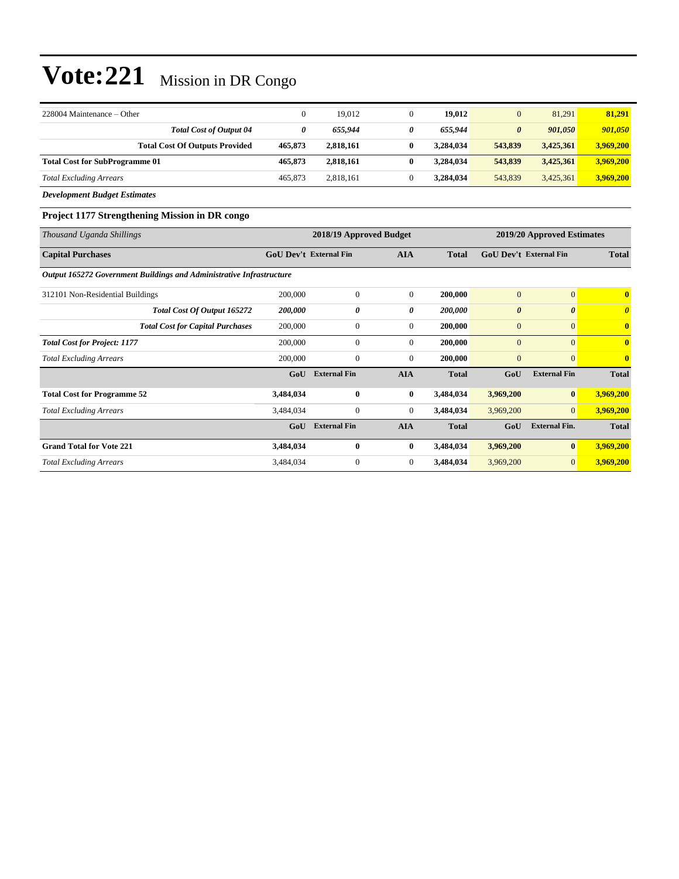# Vote:221 Mission in DR Congo

| | | | | | | | |
|---|---|---|---|---|---|---|---|
| 228004 Maintenance – Other | 0 | 19,012 | 0 | **19,012** | 0 | 81,291 | **81,291** |
| ***Total Cost of Output 04*** | ***0*** | ***655,944*** | ***0*** | ***655,944*** | ***0*** | ***901,050*** | ***901,050*** |
| **Total Cost Of Outputs Provided** | **465,873** | **2,818,161** | **0** | **3,284,034** | **543,839** | **3,425,361** | **3,969,200** |
| **Total Cost for SubProgramme 01** | **465,873** | **2,818,161** | **0** | **3,284,034** | **543,839** | **3,425,361** | **3,969,200** |
| *Total Excluding Arrears* | 465,873 | 2,818,161 | 0 | **3,284,034** | 543,839 | 3,425,361 | **3,969,200** |

***Development Budget Estimates***

### Project 1177 Strengthening Mission in DR congo

| *Thousand Uganda Shillings* | 2018/19 Approved Budget | | | | 2019/20 Approved Estimates | | |
|---|---|---|---|---|---|---|---|
| **Capital Purchases** | **GoU Dev't** | **External Fin** | **AIA** | **Total** | **GoU Dev't** | **External Fin** | **Total** |
| ***Output 165272 Government Buildings and Administrative Infrastructure*** | | | | | | | |
| 312101 Non-Residential Buildings | 200,000 | 0 | 0 | **200,000** | 0 | 0 | **0** |
| ***Total Cost Of Output 165272*** | ***200,000*** | ***0*** | ***0*** | ***200,000*** | ***0*** | ***0*** | ***0*** |
| ***Total Cost for Capital Purchases*** | 200,000 | 0 | 0 | **200,000** | 0 | 0 | **0** |
| ***Total Cost for Project: 1177*** | 200,000 | 0 | 0 | **200,000** | 0 | 0 | **0** |
| *Total Excluding Arrears* | 200,000 | 0 | 0 | **200,000** | 0 | 0 | **0** |
| | **GoU** | **External Fin** | **AIA** | **Total** | **GoU** | **External Fin** | **Total** |
| **Total Cost for Programme 52** | **3,484,034** | **0** | **0** | **3,484,034** | **3,969,200** | **0** | **3,969,200** |
| *Total Excluding Arrears* | 3,484,034 | 0 | 0 | **3,484,034** | 3,969,200 | 0 | **3,969,200** |
| | **GoU** | **External Fin** | **AIA** | **Total** | **GoU** | **External Fin.** | **Total** |
| **Grand Total for Vote 221** | **3,484,034** | **0** | **0** | **3,484,034** | **3,969,200** | **0** | **3,969,200** |
| *Total Excluding Arrears* | 3,484,034 | 0 | 0 | **3,484,034** | 3,969,200 | 0 | **3,969,200** |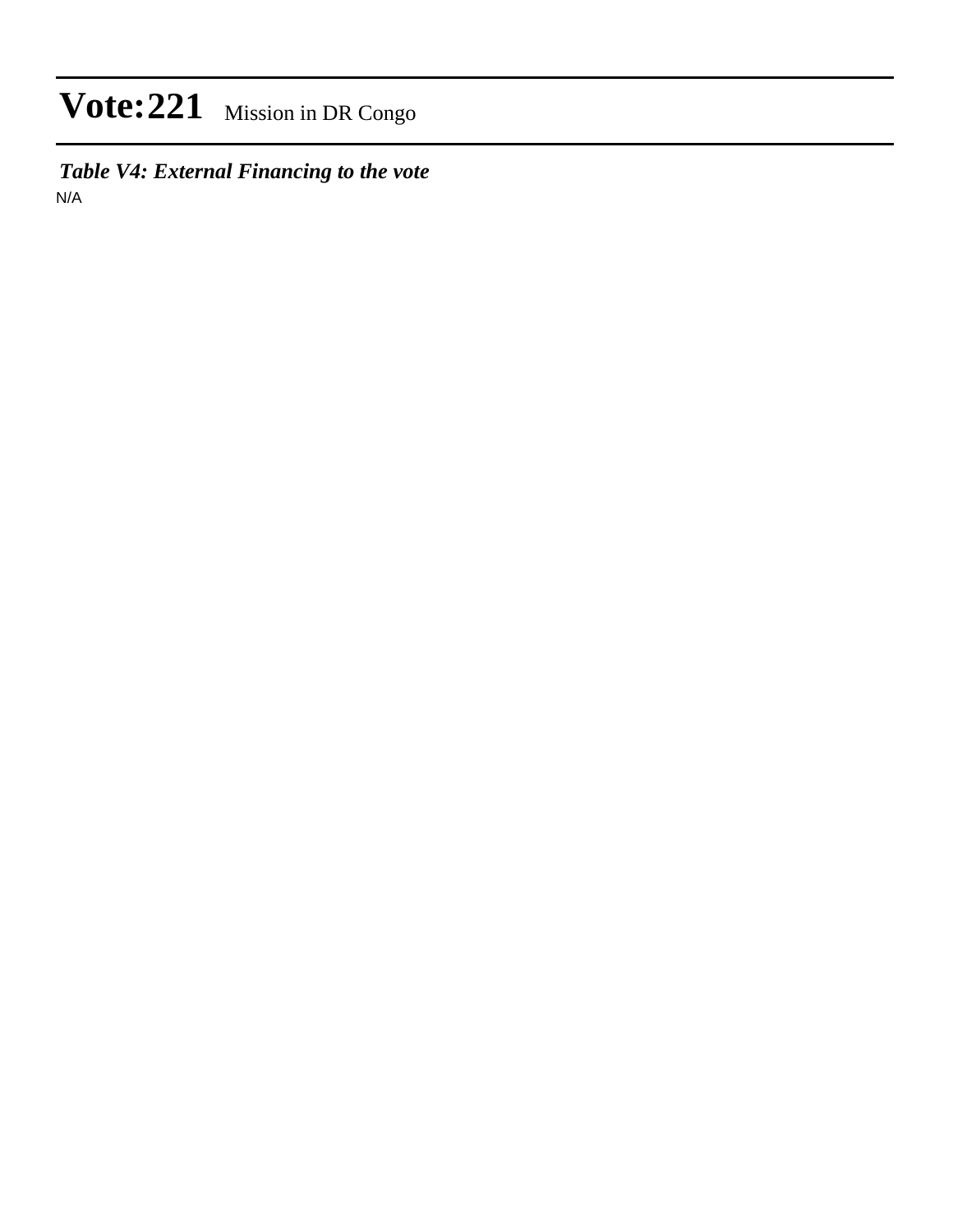# Vote:221 Mission in DR Congo

***Table V4: External Financing to the vote***

N/A